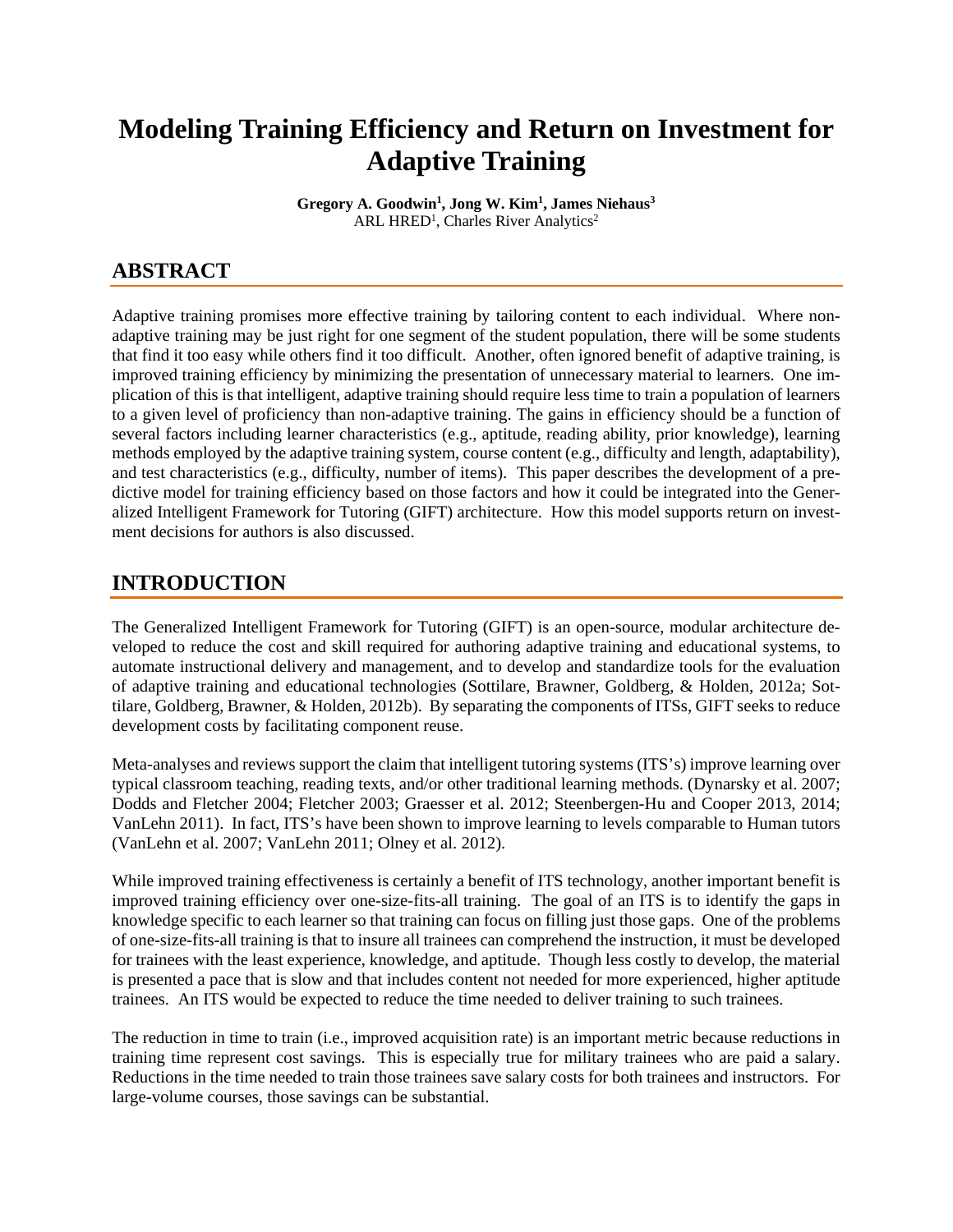# Modeling Training Efficiency and Return on Investment for Adaptive Training

**Gregory A. Goodwin[1], Jong W. Kim[1], James Niehaus[3]**
ARL HRED[1], Charles River Analytics[2]

## ABSTRACT

Adaptive training promises more effective training by tailoring content to each individual. Where non-adaptive training may be just right for one segment of the student population, there will be some students that find it too easy while others find it too difficult. Another, often ignored benefit of adaptive training, is improved training efficiency by minimizing the presentation of unnecessary material to learners. One implication of this is that intelligent, adaptive training should require less time to train a population of learners to a given level of proficiency than non-adaptive training. The gains in efficiency should be a function of several factors including learner characteristics (e.g., aptitude, reading ability, prior knowledge), learning methods employed by the adaptive training system, course content (e.g., difficulty and length, adaptability), and test characteristics (e.g., difficulty, number of items). This paper describes the development of a predictive model for training efficiency based on those factors and how it could be integrated into the Generalized Intelligent Framework for Tutoring (GIFT) architecture. How this model supports return on investment decisions for authors is also discussed.

## INTRODUCTION

The Generalized Intelligent Framework for Tutoring (GIFT) is an open-source, modular architecture developed to reduce the cost and skill required for authoring adaptive training and educational systems, to automate instructional delivery and management, and to develop and standardize tools for the evaluation of adaptive training and educational technologies (Sottilare, Brawner, Goldberg, & Holden, 2012a; Sottilare, Goldberg, Brawner, & Holden, 2012b). By separating the components of ITSs, GIFT seeks to reduce development costs by facilitating component reuse.

Meta-analyses and reviews support the claim that intelligent tutoring systems (ITS's) improve learning over typical classroom teaching, reading texts, and/or other traditional learning methods. (Dynarsky et al. 2007; Dodds and Fletcher 2004; Fletcher 2003; Graesser et al. 2012; Steenbergen-Hu and Cooper 2013, 2014; VanLehn 2011). In fact, ITS's have been shown to improve learning to levels comparable to Human tutors (VanLehn et al. 2007; VanLehn 2011; Olney et al. 2012).

While improved training effectiveness is certainly a benefit of ITS technology, another important benefit is improved training efficiency over one-size-fits-all training. The goal of an ITS is to identify the gaps in knowledge specific to each learner so that training can focus on filling just those gaps. One of the problems of one-size-fits-all training is that to insure all trainees can comprehend the instruction, it must be developed for trainees with the least experience, knowledge, and aptitude. Though less costly to develop, the material is presented a pace that is slow and that includes content not needed for more experienced, higher aptitude trainees. An ITS would be expected to reduce the time needed to deliver training to such trainees.

The reduction in time to train (i.e., improved acquisition rate) is an important metric because reductions in training time represent cost savings. This is especially true for military trainees who are paid a salary. Reductions in the time needed to train those trainees save salary costs for both trainees and instructors. For large-volume courses, those savings can be substantial.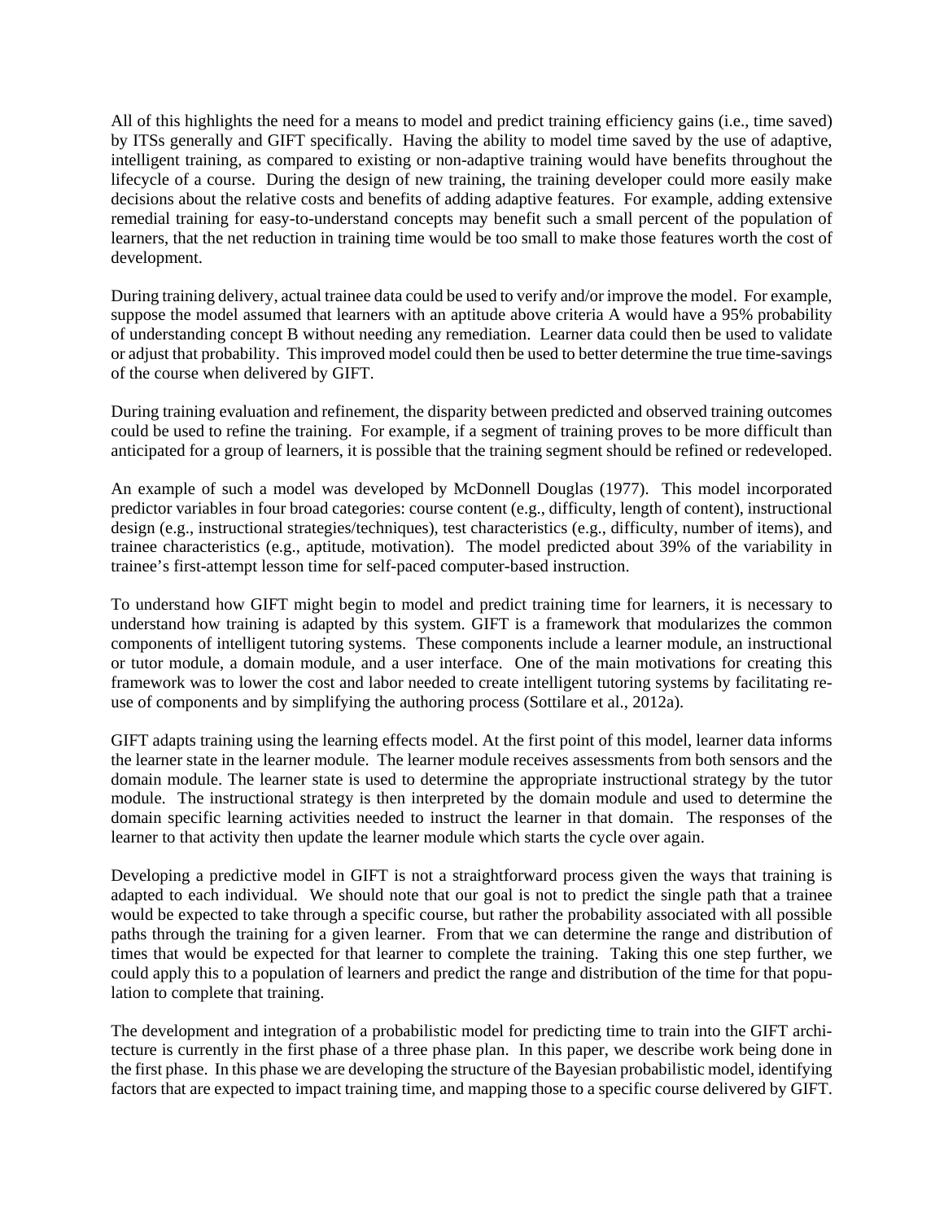All of this highlights the need for a means to model and predict training efficiency gains (i.e., time saved) by ITSs generally and GIFT specifically. Having the ability to model time saved by the use of adaptive, intelligent training, as compared to existing or non-adaptive training would have benefits throughout the lifecycle of a course. During the design of new training, the training developer could more easily make decisions about the relative costs and benefits of adding adaptive features. For example, adding extensive remedial training for easy-to-understand concepts may benefit such a small percent of the population of learners, that the net reduction in training time would be too small to make those features worth the cost of development.

During training delivery, actual trainee data could be used to verify and/or improve the model. For example, suppose the model assumed that learners with an aptitude above criteria A would have a 95% probability of understanding concept B without needing any remediation. Learner data could then be used to validate or adjust that probability. This improved model could then be used to better determine the true time-savings of the course when delivered by GIFT.

During training evaluation and refinement, the disparity between predicted and observed training outcomes could be used to refine the training. For example, if a segment of training proves to be more difficult than anticipated for a group of learners, it is possible that the training segment should be refined or redeveloped.

An example of such a model was developed by McDonnell Douglas (1977). This model incorporated predictor variables in four broad categories: course content (e.g., difficulty, length of content), instructional design (e.g., instructional strategies/techniques), test characteristics (e.g., difficulty, number of items), and trainee characteristics (e.g., aptitude, motivation). The model predicted about 39% of the variability in trainee's first-attempt lesson time for self-paced computer-based instruction.

To understand how GIFT might begin to model and predict training time for learners, it is necessary to understand how training is adapted by this system. GIFT is a framework that modularizes the common components of intelligent tutoring systems. These components include a learner module, an instructional or tutor module, a domain module, and a user interface. One of the main motivations for creating this framework was to lower the cost and labor needed to create intelligent tutoring systems by facilitating re-use of components and by simplifying the authoring process (Sottilare et al., 2012a).

GIFT adapts training using the learning effects model. At the first point of this model, learner data informs the learner state in the learner module. The learner module receives assessments from both sensors and the domain module. The learner state is used to determine the appropriate instructional strategy by the tutor module. The instructional strategy is then interpreted by the domain module and used to determine the domain specific learning activities needed to instruct the learner in that domain. The responses of the learner to that activity then update the learner module which starts the cycle over again.

Developing a predictive model in GIFT is not a straightforward process given the ways that training is adapted to each individual. We should note that our goal is not to predict the single path that a trainee would be expected to take through a specific course, but rather the probability associated with all possible paths through the training for a given learner. From that we can determine the range and distribution of times that would be expected for that learner to complete the training. Taking this one step further, we could apply this to a population of learners and predict the range and distribution of the time for that population to complete that training.

The development and integration of a probabilistic model for predicting time to train into the GIFT architecture is currently in the first phase of a three phase plan. In this paper, we describe work being done in the first phase. In this phase we are developing the structure of the Bayesian probabilistic model, identifying factors that are expected to impact training time, and mapping those to a specific course delivered by GIFT.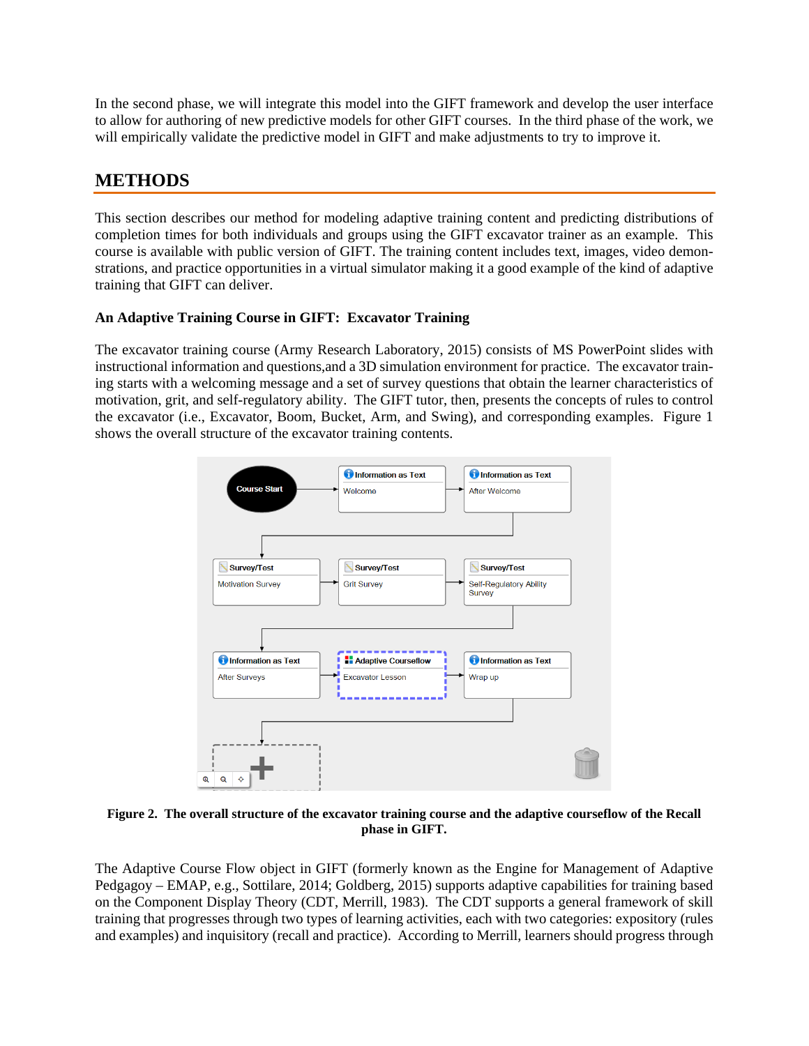In the second phase, we will integrate this model into the GIFT framework and develop the user interface to allow for authoring of new predictive models for other GIFT courses. In the third phase of the work, we will empirically validate the predictive model in GIFT and make adjustments to try to improve it.

## METHODS

This section describes our method for modeling adaptive training content and predicting distributions of completion times for both individuals and groups using the GIFT excavator trainer as an example. This course is available with public version of GIFT. The training content includes text, images, video demonstrations, and practice opportunities in a virtual simulator making it a good example of the kind of adaptive training that GIFT can deliver.

### An Adaptive Training Course in GIFT: Excavator Training

The excavator training course (Army Research Laboratory, 2015) consists of MS PowerPoint slides with instructional information and questions,and a 3D simulation environment for practice. The excavator training starts with a welcoming message and a set of survey questions that obtain the learner characteristics of motivation, grit, and self-regulatory ability. The GIFT tutor, then, presents the concepts of rules to control the excavator (i.e., Excavator, Boom, Bucket, Arm, and Swing), and corresponding examples. Figure 1 shows the overall structure of the excavator training contents.

**Figure 2. The overall structure of the excavator training course and the adaptive courseflow of the Recall phase in GIFT.**

The Adaptive Course Flow object in GIFT (formerly known as the Engine for Management of Adaptive Pedgagoy – EMAP, e.g., Sottilare, 2014; Goldberg, 2015) supports adaptive capabilities for training based on the Component Display Theory (CDT, Merrill, 1983). The CDT supports a general framework of skill training that progresses through two types of learning activities, each with two categories: expository (rules and examples) and inquisitory (recall and practice). According to Merrill, learners should progress through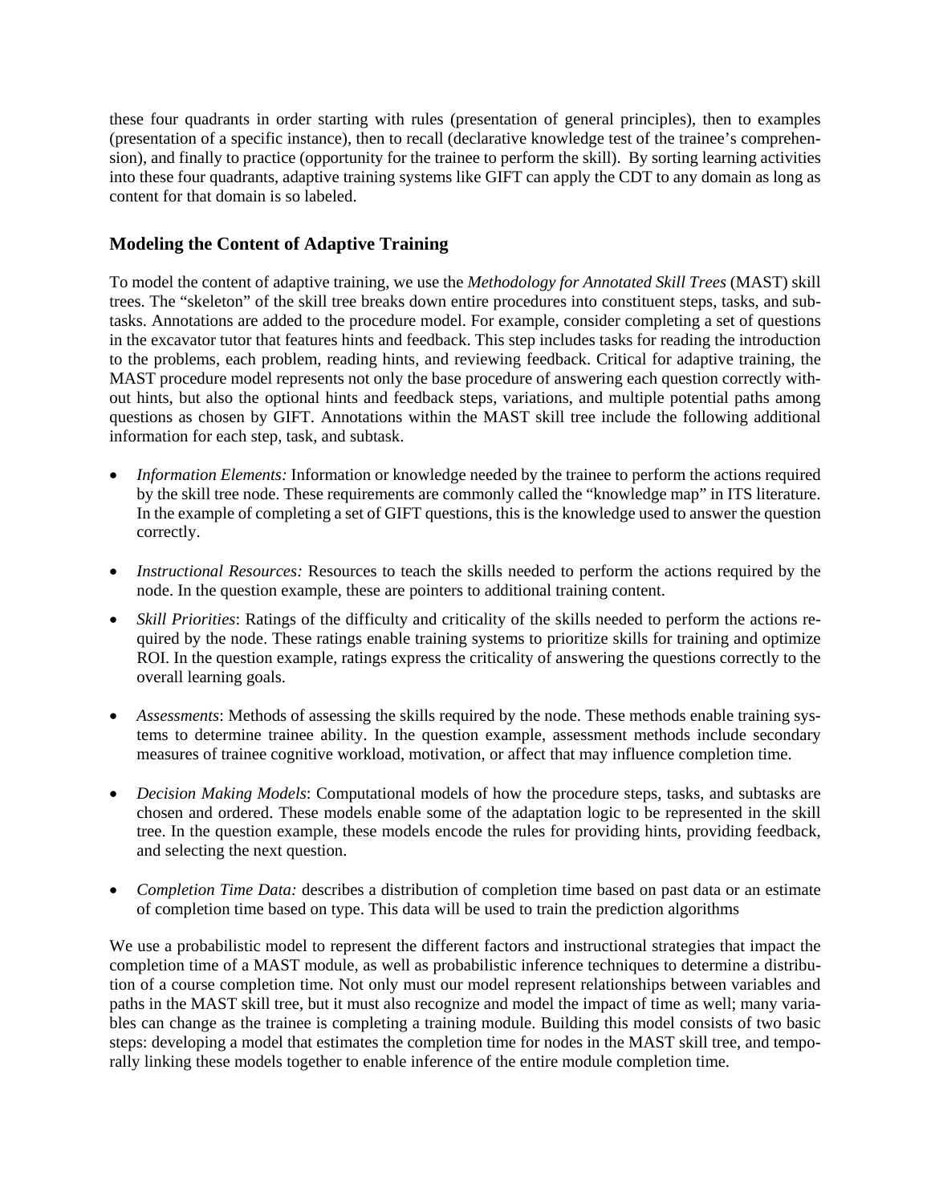these four quadrants in order starting with rules (presentation of general principles), then to examples (presentation of a specific instance), then to recall (declarative knowledge test of the trainee's comprehension), and finally to practice (opportunity for the trainee to perform the skill). By sorting learning activities into these four quadrants, adaptive training systems like GIFT can apply the CDT to any domain as long as content for that domain is so labeled.

## Modeling the Content of Adaptive Training

To model the content of adaptive training, we use the *Methodology for Annotated Skill Trees* (MAST) skill trees. The "skeleton" of the skill tree breaks down entire procedures into constituent steps, tasks, and subtasks. Annotations are added to the procedure model. For example, consider completing a set of questions in the excavator tutor that features hints and feedback. This step includes tasks for reading the introduction to the problems, each problem, reading hints, and reviewing feedback. Critical for adaptive training, the MAST procedure model represents not only the base procedure of answering each question correctly without hints, but also the optional hints and feedback steps, variations, and multiple potential paths among questions as chosen by GIFT. Annotations within the MAST skill tree include the following additional information for each step, task, and subtask.

- *Information Elements:* Information or knowledge needed by the trainee to perform the actions required by the skill tree node. These requirements are commonly called the "knowledge map" in ITS literature. In the example of completing a set of GIFT questions, this is the knowledge used to answer the question correctly.
- *Instructional Resources:* Resources to teach the skills needed to perform the actions required by the node. In the question example, these are pointers to additional training content.
- *Skill Priorities*: Ratings of the difficulty and criticality of the skills needed to perform the actions required by the node. These ratings enable training systems to prioritize skills for training and optimize ROI. In the question example, ratings express the criticality of answering the questions correctly to the overall learning goals.
- *Assessments*: Methods of assessing the skills required by the node. These methods enable training systems to determine trainee ability. In the question example, assessment methods include secondary measures of trainee cognitive workload, motivation, or affect that may influence completion time.
- *Decision Making Models*: Computational models of how the procedure steps, tasks, and subtasks are chosen and ordered. These models enable some of the adaptation logic to be represented in the skill tree. In the question example, these models encode the rules for providing hints, providing feedback, and selecting the next question.
- *Completion Time Data:* describes a distribution of completion time based on past data or an estimate of completion time based on type. This data will be used to train the prediction algorithms

We use a probabilistic model to represent the different factors and instructional strategies that impact the completion time of a MAST module, as well as probabilistic inference techniques to determine a distribution of a course completion time. Not only must our model represent relationships between variables and paths in the MAST skill tree, but it must also recognize and model the impact of time as well; many variables can change as the trainee is completing a training module. Building this model consists of two basic steps: developing a model that estimates the completion time for nodes in the MAST skill tree, and temporally linking these models together to enable inference of the entire module completion time.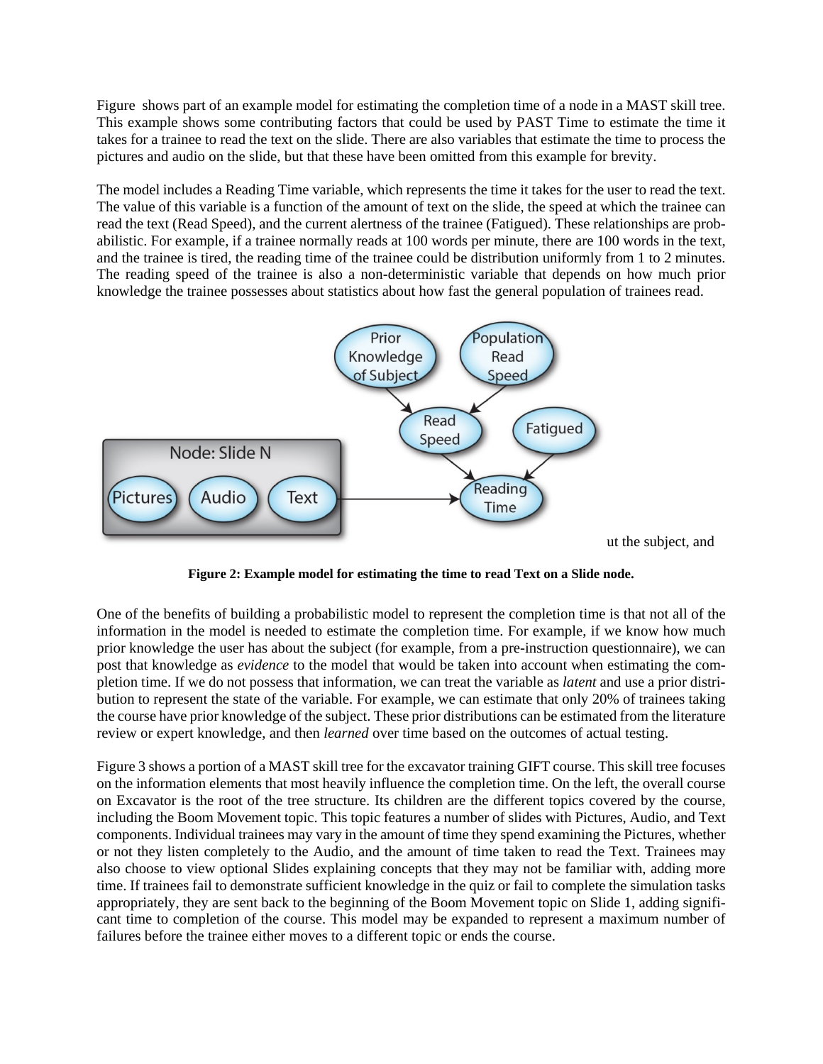Figure  shows part of an example model for estimating the completion time of a node in a MAST skill tree. This example shows some contributing factors that could be used by PAST Time to estimate the time it takes for a trainee to read the text on the slide. There are also variables that estimate the time to process the pictures and audio on the slide, but that these have been omitted from this example for brevity.

The model includes a Reading Time variable, which represents the time it takes for the user to read the text. The value of this variable is a function of the amount of text on the slide, the speed at which the trainee can read the text (Read Speed), and the current alertness of the trainee (Fatigued). These relationships are probabilistic. For example, if a trainee normally reads at 100 words per minute, there are 100 words in the text, and the trainee is tired, the reading time of the trainee could be distribution uniformly from 1 to 2 minutes. The reading speed of the trainee is also a non-deterministic variable that depends on how much prior knowledge the trainee possesses about statistics about how fast the general population of trainees read.

ut the subject, and

**Figure 2: Example model for estimating the time to read Text on a Slide node.**

One of the benefits of building a probabilistic model to represent the completion time is that not all of the information in the model is needed to estimate the completion time. For example, if we know how much prior knowledge the user has about the subject (for example, from a pre-instruction questionnaire), we can post that knowledge as *evidence* to the model that would be taken into account when estimating the completion time. If we do not possess that information, we can treat the variable as *latent* and use a prior distribution to represent the state of the variable. For example, we can estimate that only 20% of trainees taking the course have prior knowledge of the subject. These prior distributions can be estimated from the literature review or expert knowledge, and then *learned* over time based on the outcomes of actual testing.

Figure 3 shows a portion of a MAST skill tree for the excavator training GIFT course. This skill tree focuses on the information elements that most heavily influence the completion time. On the left, the overall course on Excavator is the root of the tree structure. Its children are the different topics covered by the course, including the Boom Movement topic. This topic features a number of slides with Pictures, Audio, and Text components. Individual trainees may vary in the amount of time they spend examining the Pictures, whether or not they listen completely to the Audio, and the amount of time taken to read the Text. Trainees may also choose to view optional Slides explaining concepts that they may not be familiar with, adding more time. If trainees fail to demonstrate sufficient knowledge in the quiz or fail to complete the simulation tasks appropriately, they are sent back to the beginning of the Boom Movement topic on Slide 1, adding significant time to completion of the course. This model may be expanded to represent a maximum number of failures before the trainee either moves to a different topic or ends the course.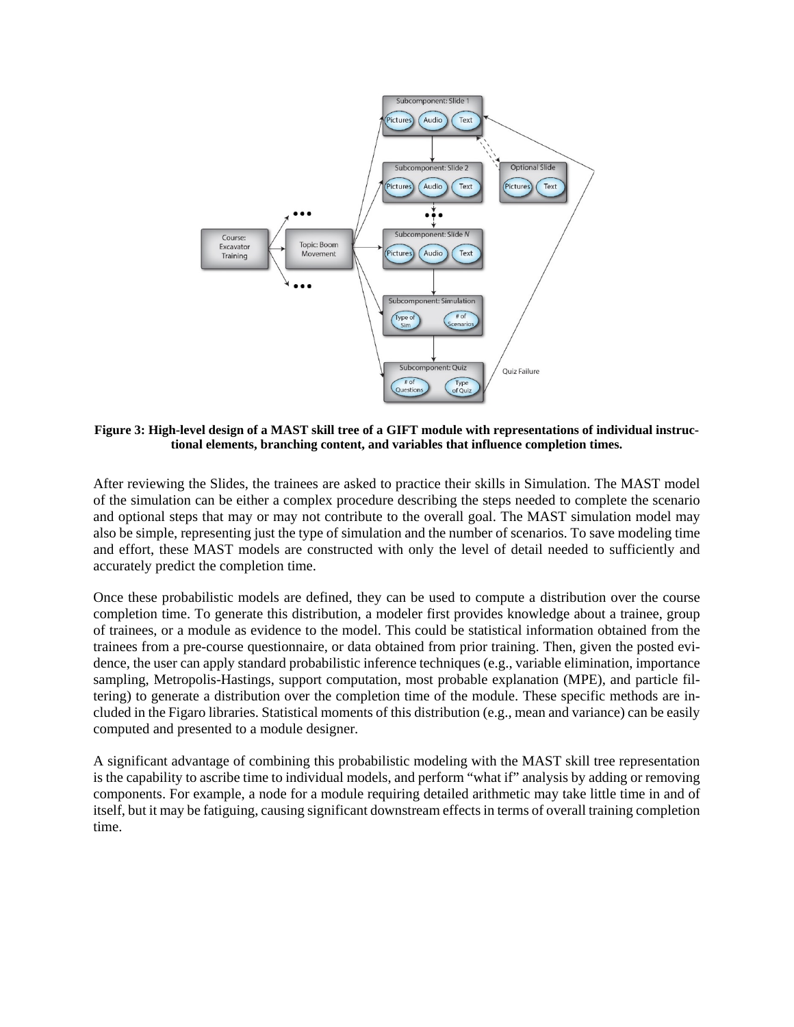**Figure 3: High-level design of a MAST skill tree of a GIFT module with representations of individual instructional elements, branching content, and variables that influence completion times.**

After reviewing the Slides, the trainees are asked to practice their skills in Simulation. The MAST model of the simulation can be either a complex procedure describing the steps needed to complete the scenario and optional steps that may or may not contribute to the overall goal. The MAST simulation model may also be simple, representing just the type of simulation and the number of scenarios. To save modeling time and effort, these MAST models are constructed with only the level of detail needed to sufficiently and accurately predict the completion time.

Once these probabilistic models are defined, they can be used to compute a distribution over the course completion time. To generate this distribution, a modeler first provides knowledge about a trainee, group of trainees, or a module as evidence to the model. This could be statistical information obtained from the trainees from a pre-course questionnaire, or data obtained from prior training. Then, given the posted evidence, the user can apply standard probabilistic inference techniques (e.g., variable elimination, importance sampling, Metropolis-Hastings, support computation, most probable explanation (MPE), and particle filtering) to generate a distribution over the completion time of the module. These specific methods are included in the Figaro libraries. Statistical moments of this distribution (e.g., mean and variance) can be easily computed and presented to a module designer.

A significant advantage of combining this probabilistic modeling with the MAST skill tree representation is the capability to ascribe time to individual models, and perform "what if" analysis by adding or removing components. For example, a node for a module requiring detailed arithmetic may take little time in and of itself, but it may be fatiguing, causing significant downstream effects in terms of overall training completion time.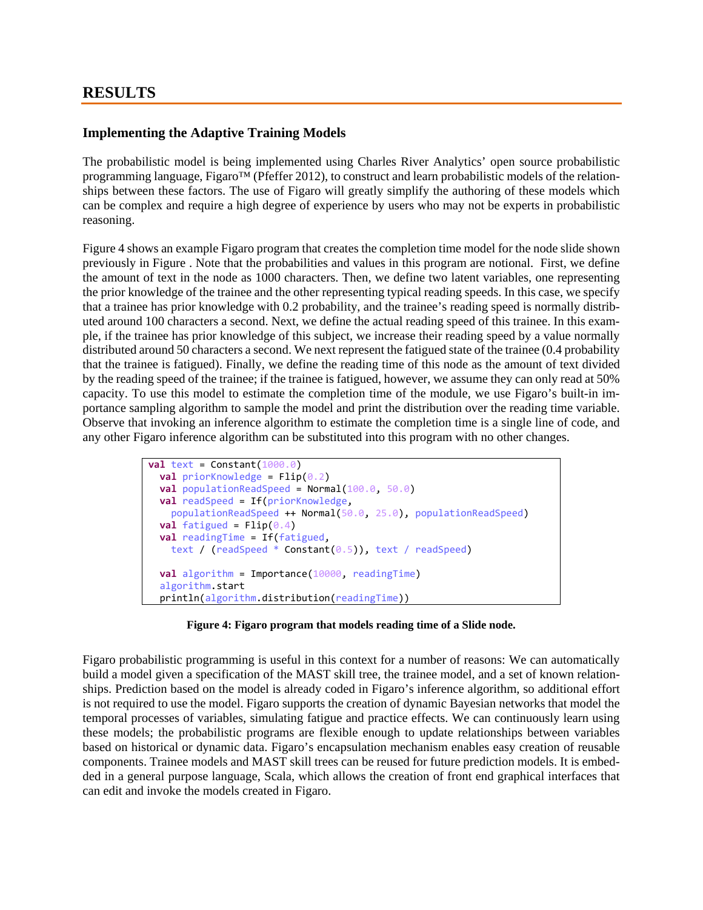## RESULTS

### Implementing the Adaptive Training Models

The probabilistic model is being implemented using Charles River Analytics' open source probabilistic programming language, Figaro™ (Pfeffer 2012), to construct and learn probabilistic models of the relationships between these factors. The use of Figaro will greatly simplify the authoring of these models which can be complex and require a high degree of experience by users who may not be experts in probabilistic reasoning.

Figure 4 shows an example Figaro program that creates the completion time model for the node slide shown previously in Figure . Note that the probabilities and values in this program are notional. First, we define the amount of text in the node as 1000 characters. Then, we define two latent variables, one representing the prior knowledge of the trainee and the other representing typical reading speeds. In this case, we specify that a trainee has prior knowledge with 0.2 probability, and the trainee's reading speed is normally distributed around 100 characters a second. Next, we define the actual reading speed of this trainee. In this example, if the trainee has prior knowledge of this subject, we increase their reading speed by a value normally distributed around 50 characters a second. We next represent the fatigued state of the trainee (0.4 probability that the trainee is fatigued). Finally, we define the reading time of this node as the amount of text divided by the reading speed of the trainee; if the trainee is fatigued, however, we assume they can only read at 50% capacity. To use this model to estimate the completion time of the module, we use Figaro's built-in importance sampling algorithm to sample the model and print the distribution over the reading time variable. Observe that invoking an inference algorithm to estimate the completion time is a single line of code, and any other Figaro inference algorithm can be substituted into this program with no other changes.

```
val text = Constant(1000.0)
  val priorKnowledge = Flip(0.2)
  val populationReadSpeed = Normal(100.0, 50.0)
  val readSpeed = If(priorKnowledge,
    populationReadSpeed ++ Normal(50.0, 25.0), populationReadSpeed)
  val fatigued = Flip(0.4)
  val readingTime = If(fatigued,
    text / (readSpeed * Constant(0.5)), text / readSpeed)

  val algorithm = Importance(10000, readingTime)
  algorithm.start
  println(algorithm.distribution(readingTime))
```

**Figure 4: Figaro program that models reading time of a Slide node.**

Figaro probabilistic programming is useful in this context for a number of reasons: We can automatically build a model given a specification of the MAST skill tree, the trainee model, and a set of known relationships. Prediction based on the model is already coded in Figaro's inference algorithm, so additional effort is not required to use the model. Figaro supports the creation of dynamic Bayesian networks that model the temporal processes of variables, simulating fatigue and practice effects. We can continuously learn using these models; the probabilistic programs are flexible enough to update relationships between variables based on historical or dynamic data. Figaro's encapsulation mechanism enables easy creation of reusable components. Trainee models and MAST skill trees can be reused for future prediction models. It is embedded in a general purpose language, Scala, which allows the creation of front end graphical interfaces that can edit and invoke the models created in Figaro.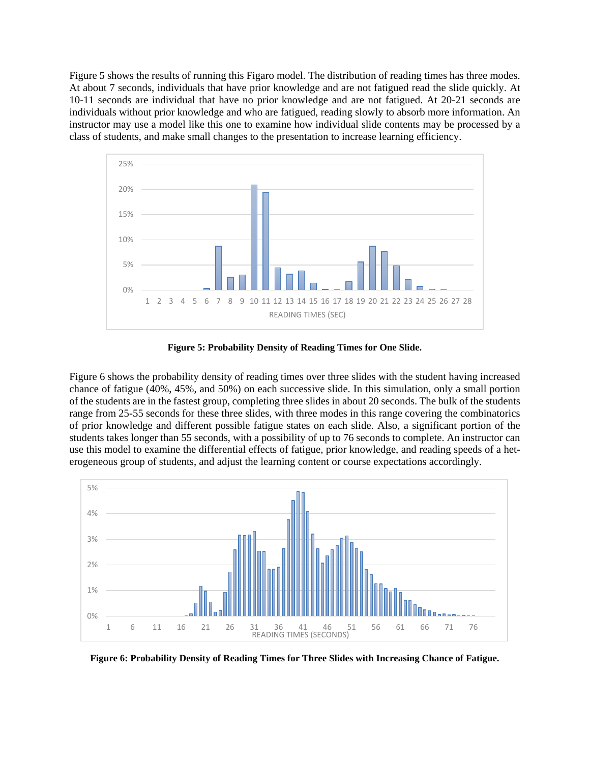Figure 5 shows the results of running this Figaro model. The distribution of reading times has three modes. At about 7 seconds, individuals that have prior knowledge and are not fatigued read the slide quickly. At 10-11 seconds are individual that have no prior knowledge and are not fatigued. At 20-21 seconds are individuals without prior knowledge and who are fatigued, reading slowly to absorb more information. An instructor may use a model like this one to examine how individual slide contents may be processed by a class of students, and make small changes to the presentation to increase learning efficiency.

**Figure 5: Probability Density of Reading Times for One Slide.**

Figure 6 shows the probability density of reading times over three slides with the student having increased chance of fatigue (40%, 45%, and 50%) on each successive slide. In this simulation, only a small portion of the students are in the fastest group, completing three slides in about 20 seconds. The bulk of the students range from 25-55 seconds for these three slides, with three modes in this range covering the combinatorics of prior knowledge and different possible fatigue states on each slide. Also, a significant portion of the students takes longer than 55 seconds, with a possibility of up to 76 seconds to complete. An instructor can use this model to examine the differential effects of fatigue, prior knowledge, and reading speeds of a heterogeneous group of students, and adjust the learning content or course expectations accordingly.

**Figure 6: Probability Density of Reading Times for Three Slides with Increasing Chance of Fatigue.**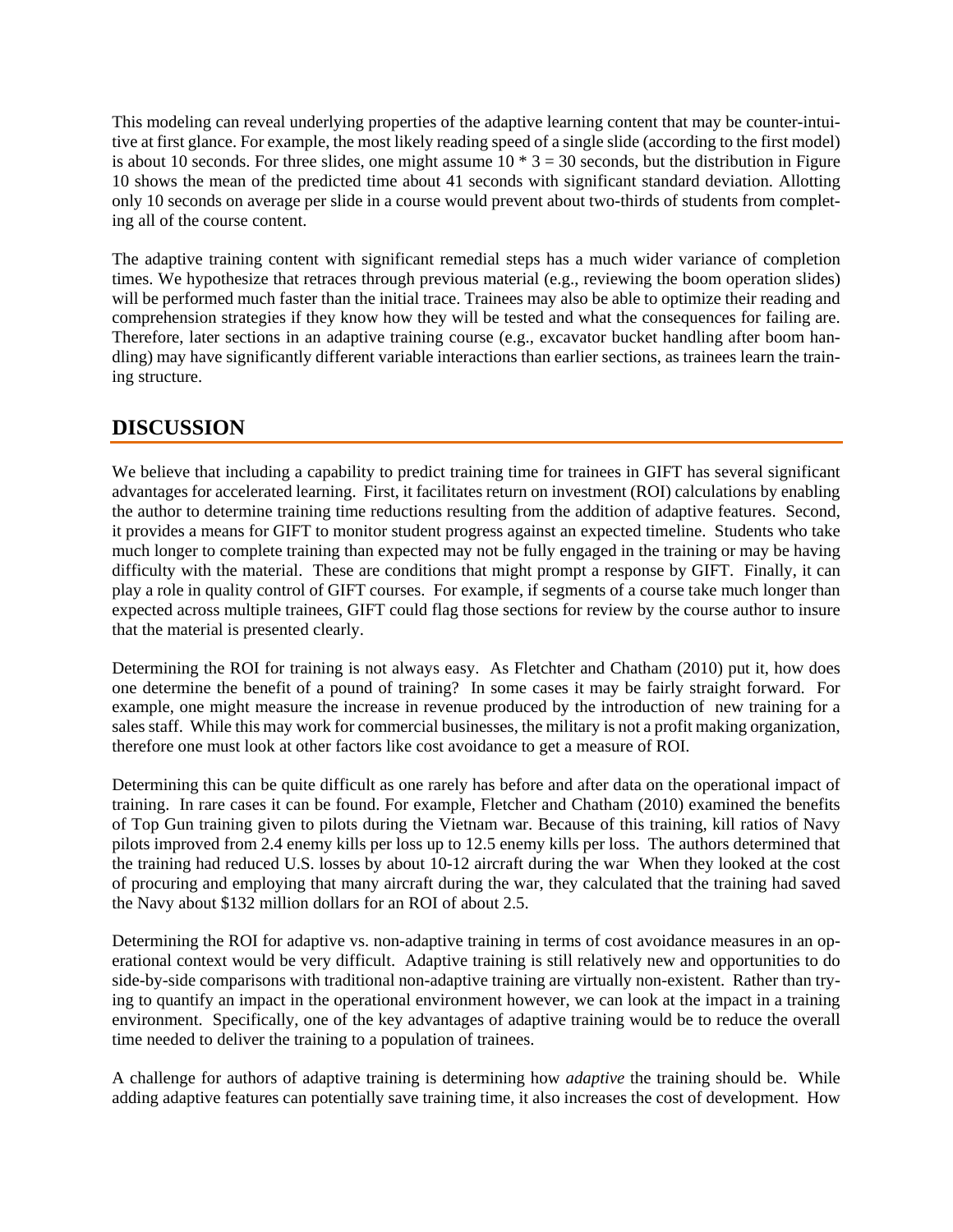This modeling can reveal underlying properties of the adaptive learning content that may be counter-intuitive at first glance. For example, the most likely reading speed of a single slide (according to the first model) is about 10 seconds. For three slides, one might assume $10 * 3 = 30$ seconds, but the distribution in Figure 10 shows the mean of the predicted time about 41 seconds with significant standard deviation. Allotting only 10 seconds on average per slide in a course would prevent about two-thirds of students from completing all of the course content.

The adaptive training content with significant remedial steps has a much wider variance of completion times. We hypothesize that retraces through previous material (e.g., reviewing the boom operation slides) will be performed much faster than the initial trace. Trainees may also be able to optimize their reading and comprehension strategies if they know how they will be tested and what the consequences for failing are. Therefore, later sections in an adaptive training course (e.g., excavator bucket handling after boom handling) may have significantly different variable interactions than earlier sections, as trainees learn the training structure.

## DISCUSSION

We believe that including a capability to predict training time for trainees in GIFT has several significant advantages for accelerated learning. First, it facilitates return on investment (ROI) calculations by enabling the author to determine training time reductions resulting from the addition of adaptive features. Second, it provides a means for GIFT to monitor student progress against an expected timeline. Students who take much longer to complete training than expected may not be fully engaged in the training or may be having difficulty with the material. These are conditions that might prompt a response by GIFT. Finally, it can play a role in quality control of GIFT courses. For example, if segments of a course take much longer than expected across multiple trainees, GIFT could flag those sections for review by the course author to insure that the material is presented clearly.

Determining the ROI for training is not always easy. As Fletchter and Chatham (2010) put it, how does one determine the benefit of a pound of training? In some cases it may be fairly straight forward. For example, one might measure the increase in revenue produced by the introduction of new training for a sales staff. While this may work for commercial businesses, the military is not a profit making organization, therefore one must look at other factors like cost avoidance to get a measure of ROI.

Determining this can be quite difficult as one rarely has before and after data on the operational impact of training. In rare cases it can be found. For example, Fletcher and Chatham (2010) examined the benefits of Top Gun training given to pilots during the Vietnam war. Because of this training, kill ratios of Navy pilots improved from 2.4 enemy kills per loss up to 12.5 enemy kills per loss. The authors determined that the training had reduced U.S. losses by about 10-12 aircraft during the war When they looked at the cost of procuring and employing that many aircraft during the war, they calculated that the training had saved the Navy about $132 million dollars for an ROI of about 2.5.

Determining the ROI for adaptive vs. non-adaptive training in terms of cost avoidance measures in an operational context would be very difficult. Adaptive training is still relatively new and opportunities to do side-by-side comparisons with traditional non-adaptive training are virtually non-existent. Rather than trying to quantify an impact in the operational environment however, we can look at the impact in a training environment. Specifically, one of the key advantages of adaptive training would be to reduce the overall time needed to deliver the training to a population of trainees.

A challenge for authors of adaptive training is determining how *adaptive* the training should be. While adding adaptive features can potentially save training time, it also increases the cost of development. How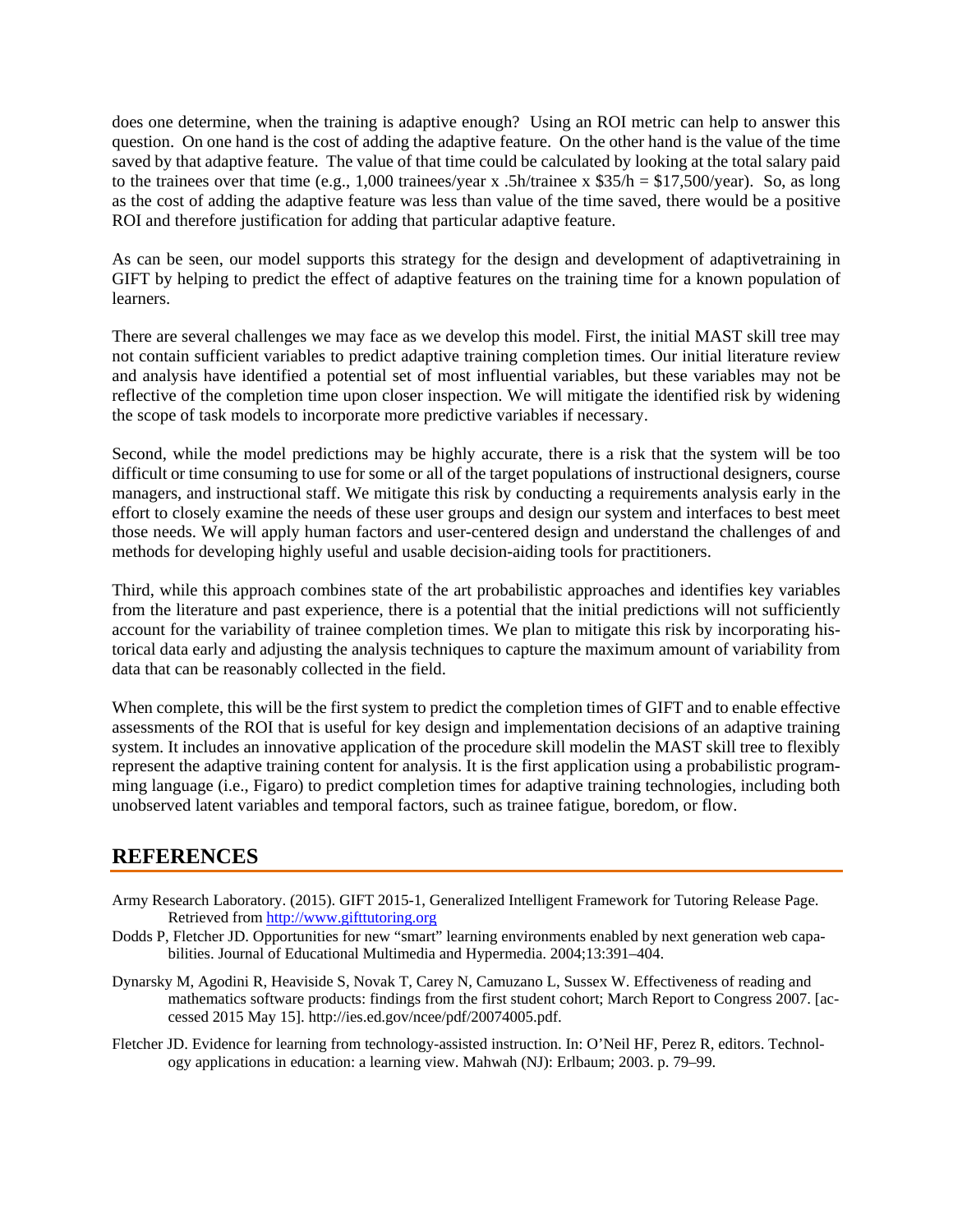does one determine, when the training is adaptive enough? Using an ROI metric can help to answer this question. On one hand is the cost of adding the adaptive feature. On the other hand is the value of the time saved by that adaptive feature. The value of that time could be calculated by looking at the total salary paid to the trainees over that time (e.g., 1,000 trainees/year x .5h/trainee x $35/h = $17,500/year). So, as long as the cost of adding the adaptive feature was less than value of the time saved, there would be a positive ROI and therefore justification for adding that particular adaptive feature.

As can be seen, our model supports this strategy for the design and development of adaptivetraining in GIFT by helping to predict the effect of adaptive features on the training time for a known population of learners.

There are several challenges we may face as we develop this model. First, the initial MAST skill tree may not contain sufficient variables to predict adaptive training completion times. Our initial literature review and analysis have identified a potential set of most influential variables, but these variables may not be reflective of the completion time upon closer inspection. We will mitigate the identified risk by widening the scope of task models to incorporate more predictive variables if necessary.

Second, while the model predictions may be highly accurate, there is a risk that the system will be too difficult or time consuming to use for some or all of the target populations of instructional designers, course managers, and instructional staff. We mitigate this risk by conducting a requirements analysis early in the effort to closely examine the needs of these user groups and design our system and interfaces to best meet those needs. We will apply human factors and user-centered design and understand the challenges of and methods for developing highly useful and usable decision-aiding tools for practitioners.

Third, while this approach combines state of the art probabilistic approaches and identifies key variables from the literature and past experience, there is a potential that the initial predictions will not sufficiently account for the variability of trainee completion times. We plan to mitigate this risk by incorporating historical data early and adjusting the analysis techniques to capture the maximum amount of variability from data that can be reasonably collected in the field.

When complete, this will be the first system to predict the completion times of GIFT and to enable effective assessments of the ROI that is useful for key design and implementation decisions of an adaptive training system. It includes an innovative application of the procedure skill modelin the MAST skill tree to flexibly represent the adaptive training content for analysis. It is the first application using a probabilistic programming language (i.e., Figaro) to predict completion times for adaptive training technologies, including both unobserved latent variables and temporal factors, such as trainee fatigue, boredom, or flow.

## REFERENCES

Army Research Laboratory. (2015). GIFT 2015-1, Generalized Intelligent Framework for Tutoring Release Page. Retrieved from http://www.gifttutoring.org

Dodds P, Fletcher JD. Opportunities for new "smart" learning environments enabled by next generation web capabilities. Journal of Educational Multimedia and Hypermedia. 2004;13:391–404.

Dynarsky M, Agodini R, Heaviside S, Novak T, Carey N, Camuzano L, Sussex W. Effectiveness of reading and mathematics software products: findings from the first student cohort; March Report to Congress 2007. [accessed 2015 May 15]. http://ies.ed.gov/ncee/pdf/20074005.pdf.

Fletcher JD. Evidence for learning from technology-assisted instruction. In: O'Neil HF, Perez R, editors. Technology applications in education: a learning view. Mahwah (NJ): Erlbaum; 2003. p. 79–99.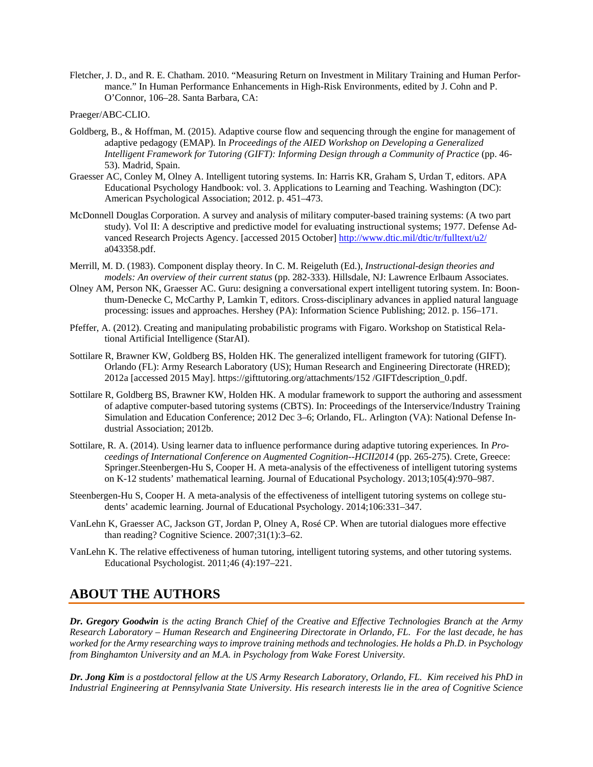Fletcher, J. D., and R. E. Chatham. 2010. "Measuring Return on Investment in Military Training and Human Performance." In Human Performance Enhancements in High-Risk Environments, edited by J. Cohn and P. O'Connor, 106–28. Santa Barbara, CA:

Praeger/ABC-CLIO.

Goldberg, B., & Hoffman, M. (2015). Adaptive course flow and sequencing through the engine for management of adaptive pedagogy (EMAP). In *Proceedings of the AIED Workshop on Developing a Generalized Intelligent Framework for Tutoring (GIFT): Informing Design through a Community of Practice* (pp. 46-53). Madrid, Spain.

Graesser AC, Conley M, Olney A. Intelligent tutoring systems. In: Harris KR, Graham S, Urdan T, editors. APA Educational Psychology Handbook: vol. 3. Applications to Learning and Teaching. Washington (DC): American Psychological Association; 2012. p. 451–473.

McDonnell Douglas Corporation. A survey and analysis of military computer-based training systems: (A two part study). Vol II: A descriptive and predictive model for evaluating instructional systems; 1977. Defense Advanced Research Projects Agency. [accessed 2015 October] http://www.dtic.mil/dtic/tr/fulltext/u2/a043358.pdf.

Merrill, M. D. (1983). Component display theory. In C. M. Reigeluth (Ed.), *Instructional-design theories and models: An overview of their current status* (pp. 282-333). Hillsdale, NJ: Lawrence Erlbaum Associates.

Olney AM, Person NK, Graesser AC. Guru: designing a conversational expert intelligent tutoring system. In: Boonthum-Denecke C, McCarthy P, Lamkin T, editors. Cross-disciplinary advances in applied natural language processing: issues and approaches. Hershey (PA): Information Science Publishing; 2012. p. 156–171.

Pfeffer, A. (2012). Creating and manipulating probabilistic programs with Figaro. Workshop on Statistical Relational Artificial Intelligence (StarAI).

Sottilare R, Brawner KW, Goldberg BS, Holden HK. The generalized intelligent framework for tutoring (GIFT). Orlando (FL): Army Research Laboratory (US); Human Research and Engineering Directorate (HRED); 2012a [accessed 2015 May]. https://gifttutoring.org/attachments/152 /GIFTdescription_0.pdf.

Sottilare R, Goldberg BS, Brawner KW, Holden HK. A modular framework to support the authoring and assessment of adaptive computer-based tutoring systems (CBTS). In: Proceedings of the Interservice/Industry Training Simulation and Education Conference; 2012 Dec 3–6; Orlando, FL. Arlington (VA): National Defense Industrial Association; 2012b.

Sottilare, R. A. (2014). Using learner data to influence performance during adaptive tutoring experiences. In *Proceedings of International Conference on Augmented Cognition--HCII2014* (pp. 265-275). Crete, Greece: Springer.Steenbergen-Hu S, Cooper H. A meta-analysis of the effectiveness of intelligent tutoring systems on K-12 students' mathematical learning. Journal of Educational Psychology. 2013;105(4):970–987.

Steenbergen-Hu S, Cooper H. A meta-analysis of the effectiveness of intelligent tutoring systems on college students' academic learning. Journal of Educational Psychology. 2014;106:331–347.

VanLehn K, Graesser AC, Jackson GT, Jordan P, Olney A, Rosé CP. When are tutorial dialogues more effective than reading? Cognitive Science. 2007;31(1):3–62.

VanLehn K. The relative effectiveness of human tutoring, intelligent tutoring systems, and other tutoring systems. Educational Psychologist. 2011;46 (4):197–221.

## ABOUT THE AUTHORS

***Dr. Gregory Goodwin** is the acting Branch Chief of the Creative and Effective Technologies Branch at the Army Research Laboratory – Human Research and Engineering Directorate in Orlando, FL. For the last decade, he has worked for the Army researching ways to improve training methods and technologies. He holds a Ph.D. in Psychology from Binghamton University and an M.A. in Psychology from Wake Forest University.*

***Dr. Jong Kim** is a postdoctoral fellow at the US Army Research Laboratory, Orlando, FL. Kim received his PhD in Industrial Engineering at Pennsylvania State University. His research interests lie in the area of Cognitive Science*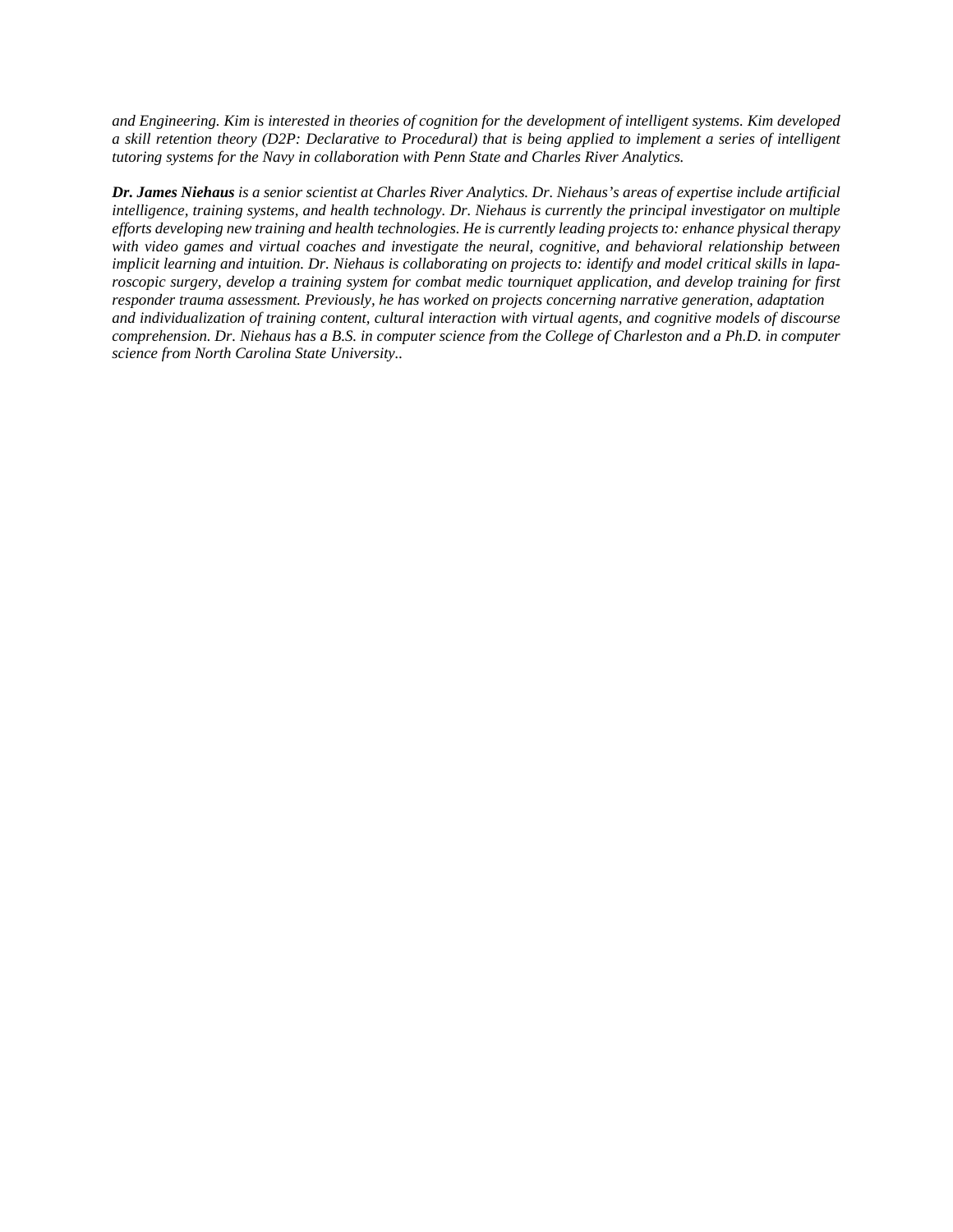*and Engineering. Kim is interested in theories of cognition for the development of intelligent systems. Kim developed a skill retention theory (D2P: Declarative to Procedural) that is being applied to implement a series of intelligent tutoring systems for the Navy in collaboration with Penn State and Charles River Analytics.*

***Dr. James Niehaus** is a senior scientist at Charles River Analytics. Dr. Niehaus's areas of expertise include artificial intelligence, training systems, and health technology. Dr. Niehaus is currently the principal investigator on multiple efforts developing new training and health technologies. He is currently leading projects to: enhance physical therapy with video games and virtual coaches and investigate the neural, cognitive, and behavioral relationship between implicit learning and intuition. Dr. Niehaus is collaborating on projects to: identify and model critical skills in laparoscopic surgery, develop a training system for combat medic tourniquet application, and develop training for first responder trauma assessment. Previously, he has worked on projects concerning narrative generation, adaptation and individualization of training content, cultural interaction with virtual agents, and cognitive models of discourse comprehension. Dr. Niehaus has a B.S. in computer science from the College of Charleston and a Ph.D. in computer science from North Carolina State University..*